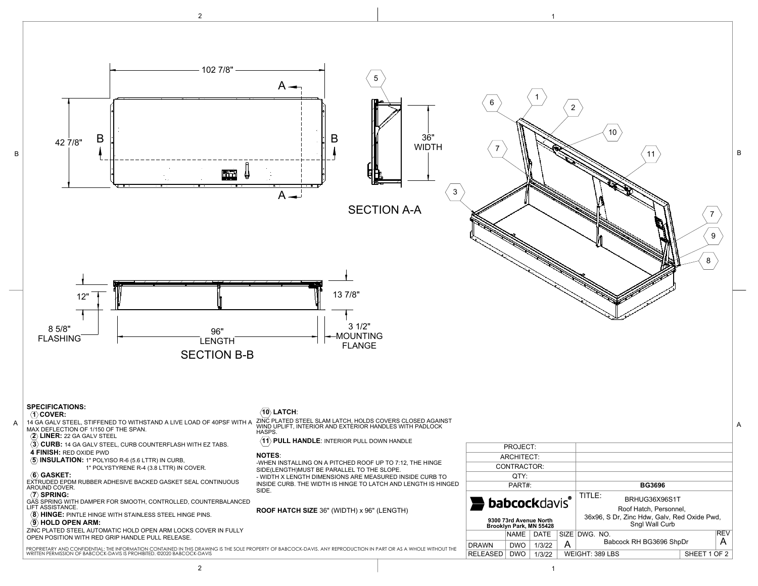102 7/8"

42 7/8"

36" WIDTH

SECTION A-A

12"

8 5/8" FLASHING

96" LENGTH

13 7/8"

3 1/2" MOUNTING FLANGE

SECTION B-B

## SPECIFICATIONS:

**1 COVER:**
14 GA GALV STEEL, STIFFENED TO WITHSTAND A LIVE LOAD OF 40PSF WITH A MAX DEFLECTION OF 1/150 OF THE SPAN.

**2 LINER:** 22 GA GALV STEEL

**3 CURB:** 14 GA GALV STEEL, CURB COUNTERFLASH WITH EZ TABS.

**4 FINISH:** RED OXIDE PWD

**5 INSULATION:** 1" POLYISO R-6 (5.6 LTTR) IN CURB,
1" POLYSTYRENE R-4 (3.8 LTTR) IN COVER.

**6 GASKET:**
EXTRUDED EPDM RUBBER ADHESIVE BACKED GASKET SEAL CONTINUOUS AROUND COVER.

**7 SPRING:**
GAS SPRING WITH DAMPER FOR SMOOTH, CONTROLLED, COUNTERBALANCED LIFT ASSISTANCE.

**8 HINGE:** PINTLE HINGE WITH STAINLESS STEEL HINGE PINS.

**9 HOLD OPEN ARM:**
ZINC PLATED STEEL AUTOMATIC HOLD OPEN ARM LOCKS COVER IN FULLY OPEN POSITION WITH RED GRIP HANDLE PULL RELEASE.

**10 LATCH:**
ZINC PLATED STEEL SLAM LATCH, HOLDS COVERS CLOSED AGAINST WIND UPLIFT, INTERIOR AND EXTERIOR HANDLES WITH PADLOCK HASPS.

**11 PULL HANDLE:** INTERIOR PULL DOWN HANDLE

**NOTES:**
-WHEN INSTALLING ON A PITCHED ROOF UP TO 7:12, THE HINGE SIDE(LENGTH)MUST BE PARALLEL TO THE SLOPE.
- WIDTH X LENGTH DIMENSIONS ARE MEASURED INSIDE CURB TO INSIDE CURB. THE WIDTH IS HINGE TO LATCH AND LENGTH IS HINGED SIDE.

**ROOF HATCH SIZE** 36" (WIDTH) x 96" (LENGTH)

PROPRIETARY AND CONFIDENTIAL: THE INFORMATION CONTAINED IN THIS DRAWING IS THE SOLE PROPERTY OF BABCOCK-DAVIS. ANY REPRODUCTION IN PART OR AS A WHOLE WITHOUT THE WRITTEN PERMISSION OF BABCOCK-DAVIS IS PROHIBITED. ©2020 BABCOCK-DAVIS

| PROJECT: | |
|---|---|
| ARCHITECT: | |
| CONTRACTOR: | |
| QTY: | |
| PART#: | BG3696 |

**babcockdavis®**
9300 73rd Avenue North
Brooklyn Park, MN 55428

TITLE: BRHUG36X96S1T
Roof Hatch, Personnel, 36x96, S Dr, Zinc Hdw, Galv, Red Oxide Pwd, Sngl Wall Curb

| | NAME | DATE | SIZE | DWG. NO. | REV |
|---|---|---|---|---|---|
| DRAWN | DWO | 1/3/22 | A | Babcock RH BG3696 ShpDr | A |
| RELEASED | DWO | 1/3/22 | WEIGHT: 389 LBS | SHEET 1 OF 2 | |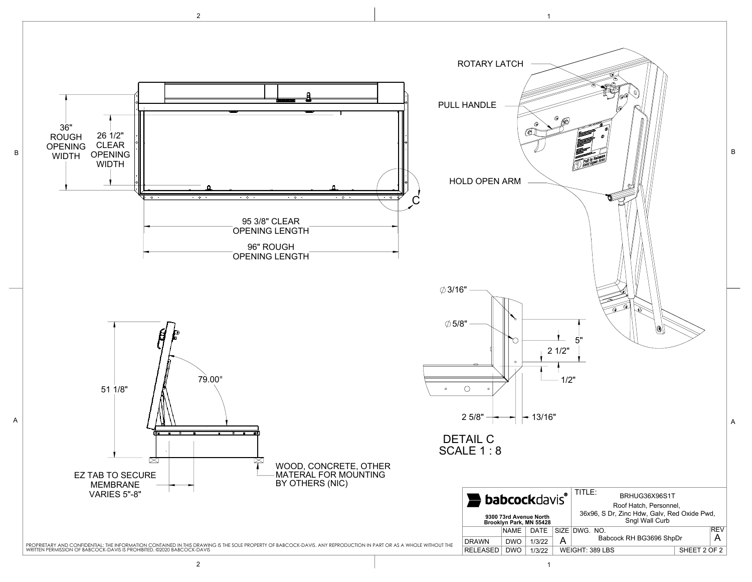36" ROUGH OPENING WIDTH

26 1/2" CLEAR OPENING WIDTH

95 3/8" CLEAR OPENING LENGTH

96" ROUGH OPENING LENGTH

C

ROTARY LATCH

PULL HANDLE

HOLD OPEN ARM

51 1/8"

79.00°

EZ TAB TO SECURE MEMBRANE VARIES 5"-8"

WOOD, CONCRETE, OTHER MATERAL FOR MOUNTING BY OTHERS (NIC)

∅ 3/16"

∅ 5/8"

5"

2 1/2"

1/2"

2 5/8"

13/16"

DETAIL C
SCALE 1 : 8

| | | | | | |
|---|---|---|---|---|---|
| **babcockdavis®** 9300 73rd Avenue North Brooklyn Park, MN 55428 | | | | TITLE: BRHUG36X96S1T Roof Hatch, Personnel, 36x96, S Dr, Zinc Hdw, Galv, Red Oxide Pwd, Sngl Wall Curb | |
| | NAME | DATE | SIZE | DWG. NO. Babcock RH BG3696 ShpDr | REV A |
| DRAWN | DWO | 1/3/22 | A | | |
| RELEASED | DWO | 1/3/22 | WEIGHT: 389 LBS | | SHEET 2 OF 2 |

PROPRIETARY AND CONFIDENTIAL: THE INFORMATION CONTAINED IN THIS DRAWING IS THE SOLE PROPERTY OF BABCOCK-DAVIS. ANY REPRODUCTION IN PART OR AS A WHOLE WITHOUT THE WRITTEN PERMISSION OF BABCOCK-DAVIS IS PROHIBITED. ©2020 BABCOCK-DAVIS